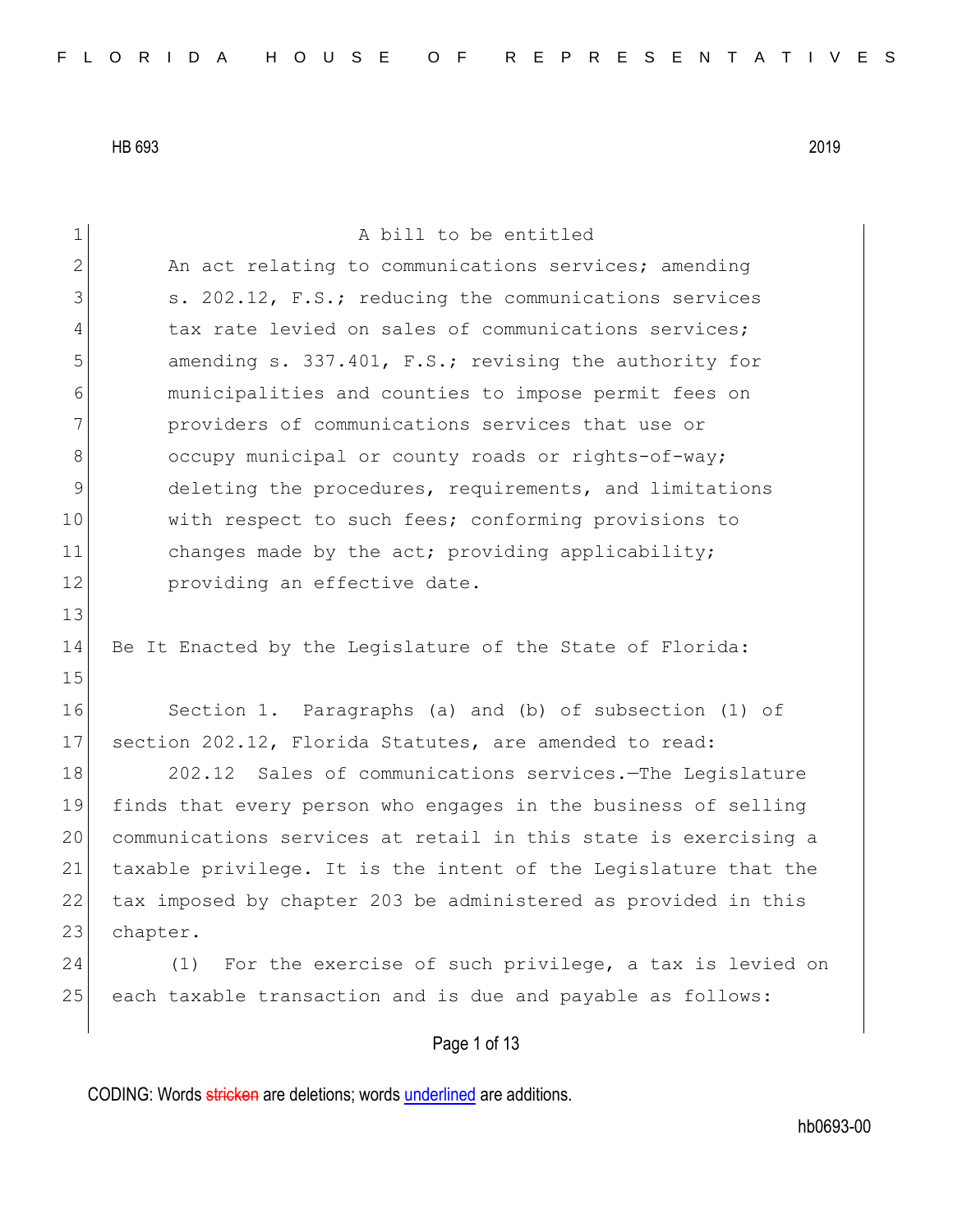A bill to be entitled

An act relating to communications services; amending s. 202.12, F.S.; reducing the communications services tax rate levied on sales of communications services; amending s. 337.401, F.S.; revising the authority for municipalities and counties to impose permit fees on providers of communications services that use or occupy municipal or county roads or rights-of-way; deleting the procedures, requirements, and limitations with respect to such fees; conforming provisions to changes made by the act; providing applicability; providing an effective date.

Be It Enacted by the Legislature of the State of Florida:

Section 1. Paragraphs (a) and (b) of subsection (1) of section 202.12, Florida Statutes, are amended to read:

202.12 Sales of communications services.—The Legislature finds that every person who engages in the business of selling communications services at retail in this state is exercising a taxable privilege. It is the intent of the Legislature that the tax imposed by chapter 203 be administered as provided in this chapter.

(1) For the exercise of such privilege, a tax is levied on each taxable transaction and is due and payable as follows: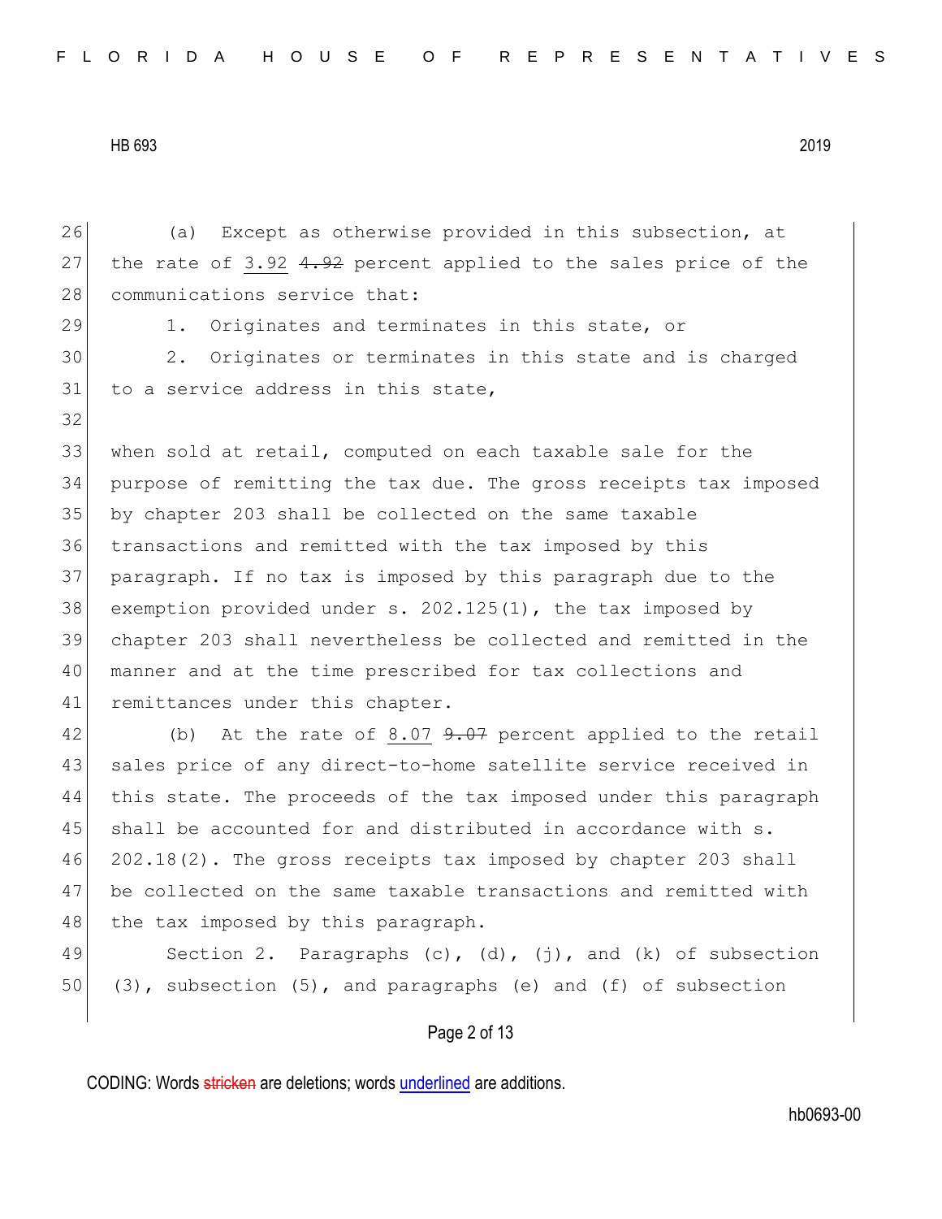(a) Except as otherwise provided in this subsection, at the rate of <u>3.92</u> ~~4.92~~ percent applied to the sales price of the communications service that:

1. Originates and terminates in this state, or

2. Originates or terminates in this state and is charged to a service address in this state,

when sold at retail, computed on each taxable sale for the purpose of remitting the tax due. The gross receipts tax imposed by chapter 203 shall be collected on the same taxable transactions and remitted with the tax imposed by this paragraph. If no tax is imposed by this paragraph due to the exemption provided under s. 202.125(1), the tax imposed by chapter 203 shall nevertheless be collected and remitted in the manner and at the time prescribed for tax collections and remittances under this chapter.

(b) At the rate of <u>8.07</u> ~~9.07~~ percent applied to the retail sales price of any direct-to-home satellite service received in this state. The proceeds of the tax imposed under this paragraph shall be accounted for and distributed in accordance with s. 202.18(2). The gross receipts tax imposed by chapter 203 shall be collected on the same taxable transactions and remitted with the tax imposed by this paragraph.

Section 2. Paragraphs (c), (d), (j), and (k) of subsection (3), subsection (5), and paragraphs (e) and (f) of subsection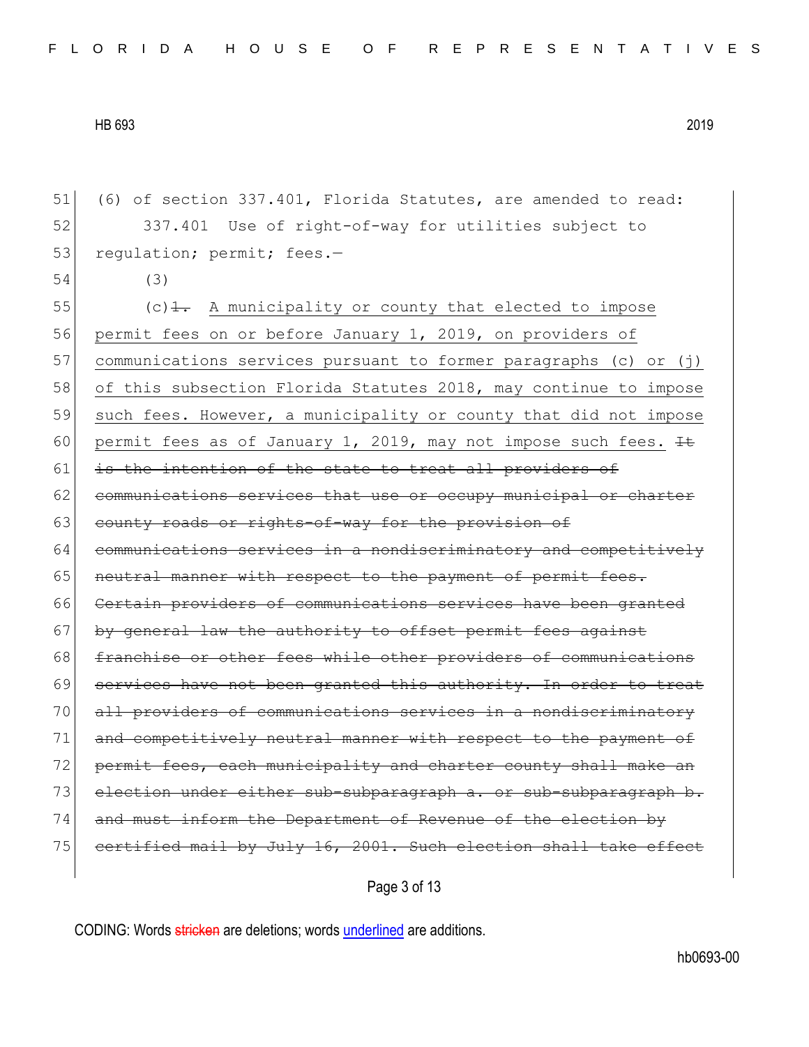51 (6) of section 337.401, Florida Statutes, are amended to read:

52 337.401 Use of right-of-way for utilities subject to

53 regulation; permit; fees.—

54 (3)

55 (c)~~1.~~ <u>A municipality or county that elected to impose</u>

56 <u>permit fees on or before January 1, 2019, on providers of</u>

57 <u>communications services pursuant to former paragraphs (c) or (j)</u>

58 <u>of this subsection Florida Statutes 2018, may continue to impose</u>

59 <u>such fees. However, a municipality or county that did not impose</u>

60 <u>permit fees as of January 1, 2019, may not impose such fees.</u> ~~It~~

61 ~~is the intention of the state to treat all providers of~~

62 ~~communications services that use or occupy municipal or charter~~

63 ~~county roads or rights-of-way for the provision of~~

64 ~~communications services in a nondiscriminatory and competitively~~

65 ~~neutral manner with respect to the payment of permit fees.~~

66 ~~Certain providers of communications services have been granted~~

67 ~~by general law the authority to offset permit fees against~~

68 ~~franchise or other fees while other providers of communications~~

69 ~~services have not been granted this authority. In order to treat~~

70 ~~all providers of communications services in a nondiscriminatory~~

71 ~~and competitively neutral manner with respect to the payment of~~

72 ~~permit fees, each municipality and charter county shall make an~~

73 ~~election under either sub-subparagraph a. or sub-subparagraph b.~~

74 ~~and must inform the Department of Revenue of the election by~~

75 ~~certified mail by July 16, 2001. Such election shall take effect~~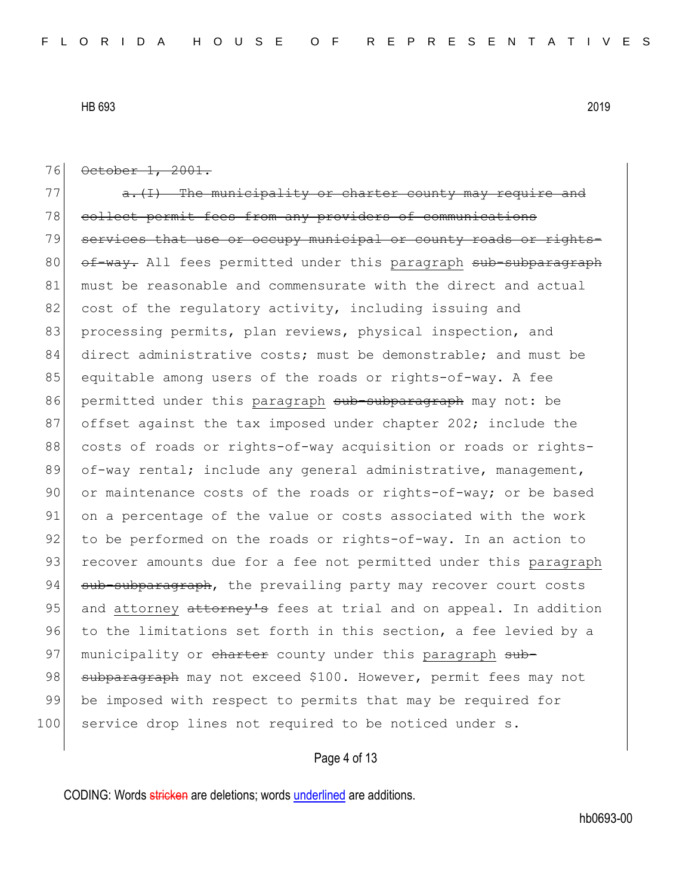76 ~~October 1, 2001.~~

77 ~~a.(I) The municipality or charter county may require and~~
78 ~~collect permit fees from any providers of communications~~
79 ~~services that use or occupy municipal or county roads or rights-~~
80 ~~of-way.~~ All fees permitted under this <u>paragraph</u> ~~sub-subparagraph~~
81 must be reasonable and commensurate with the direct and actual
82 cost of the regulatory activity, including issuing and
83 processing permits, plan reviews, physical inspection, and
84 direct administrative costs; must be demonstrable; and must be
85 equitable among users of the roads or rights-of-way. A fee
86 permitted under this <u>paragraph</u> ~~sub-subparagraph~~ may not: be
87 offset against the tax imposed under chapter 202; include the
88 costs of roads or rights-of-way acquisition or roads or rights-
89 of-way rental; include any general administrative, management,
90 or maintenance costs of the roads or rights-of-way; or be based
91 on a percentage of the value or costs associated with the work
92 to be performed on the roads or rights-of-way. In an action to
93 recover amounts due for a fee not permitted under this <u>paragraph</u>
94 ~~sub-subparagraph~~, the prevailing party may recover court costs
95 and <u>attorney</u> ~~attorney's~~ fees at trial and on appeal. In addition
96 to the limitations set forth in this section, a fee levied by a
97 municipality or ~~charter~~ county under this <u>paragraph</u> ~~sub-~~
98 ~~subparagraph~~ may not exceed $100. However, permit fees may not
99 be imposed with respect to permits that may be required for
100 service drop lines not required to be noticed under s.

CODING: Words ~~stricken~~ are deletions; words <u>underlined</u> are additions.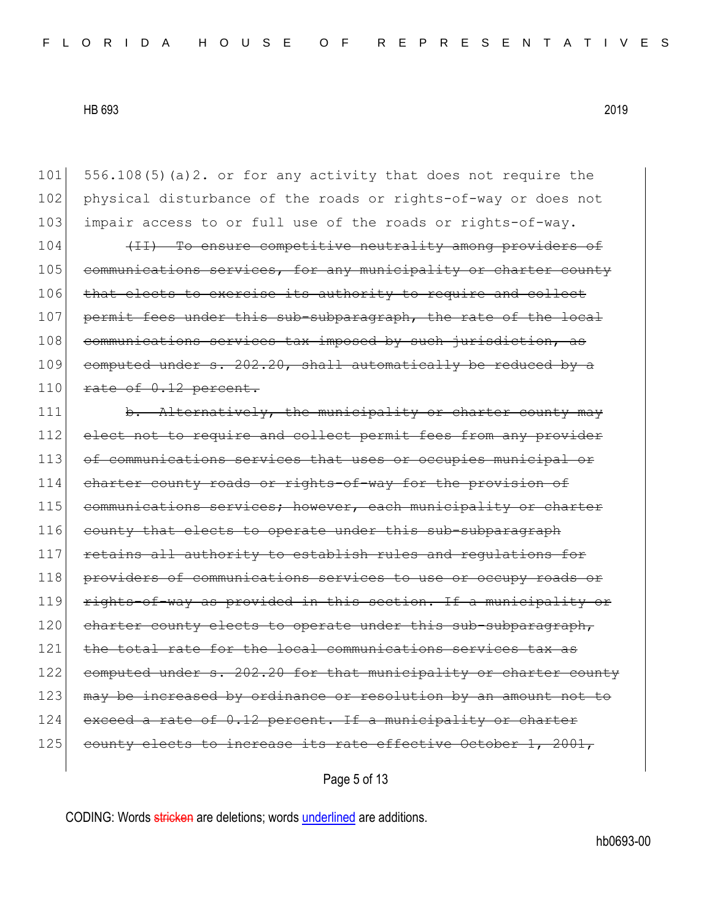556.108(5)(a)2. or for any activity that does not require the physical disturbance of the roads or rights-of-way or does not impair access to or full use of the roads or rights-of-way.

~~(II) To ensure competitive neutrality among providers of communications services, for any municipality or charter county that elects to exercise its authority to require and collect permit fees under this sub-subparagraph, the rate of the local communications services tax imposed by such jurisdiction, as computed under s. 202.20, shall automatically be reduced by a rate of 0.12 percent.~~

~~b. Alternatively, the municipality or charter county may elect not to require and collect permit fees from any provider of communications services that uses or occupies municipal or charter county roads or rights-of-way for the provision of communications services; however, each municipality or charter county that elects to operate under this sub-subparagraph retains all authority to establish rules and regulations for providers of communications services to use or occupy roads or rights-of-way as provided in this section. If a municipality or charter county elects to operate under this sub-subparagraph, the total rate for the local communications services tax as computed under s. 202.20 for that municipality or charter county may be increased by ordinance or resolution by an amount not to exceed a rate of 0.12 percent. If a municipality or charter county elects to increase its rate effective October 1, 2001,~~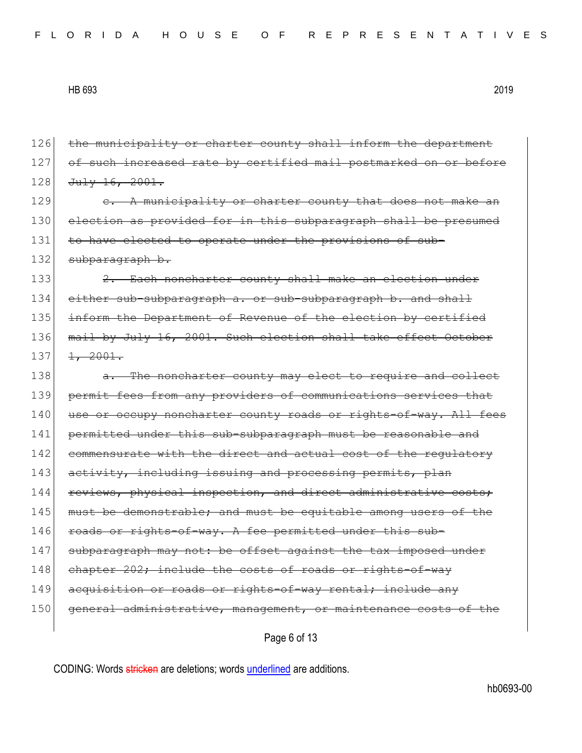~~the municipality or charter county shall inform the department of such increased rate by certified mail postmarked on or before July 16, 2001.~~

~~c. A municipality or charter county that does not make an election as provided for in this subparagraph shall be presumed to have elected to operate under the provisions of sub-subparagraph b.~~

~~2. Each noncharter county shall make an election under either sub-subparagraph a. or sub-subparagraph b. and shall inform the Department of Revenue of the election by certified mail by July 16, 2001. Such election shall take effect October 1, 2001.~~

~~a. The noncharter county may elect to require and collect permit fees from any providers of communications services that use or occupy noncharter county roads or rights-of-way. All fees permitted under this sub-subparagraph must be reasonable and commensurate with the direct and actual cost of the regulatory activity, including issuing and processing permits, plan reviews, physical inspection, and direct administrative costs; must be demonstrable; and must be equitable among users of the roads or rights-of-way. A fee permitted under this sub-subparagraph may not: be offset against the tax imposed under chapter 202; include the costs of roads or rights-of-way acquisition or roads or rights-of-way rental; include any general administrative, management, or maintenance costs of the~~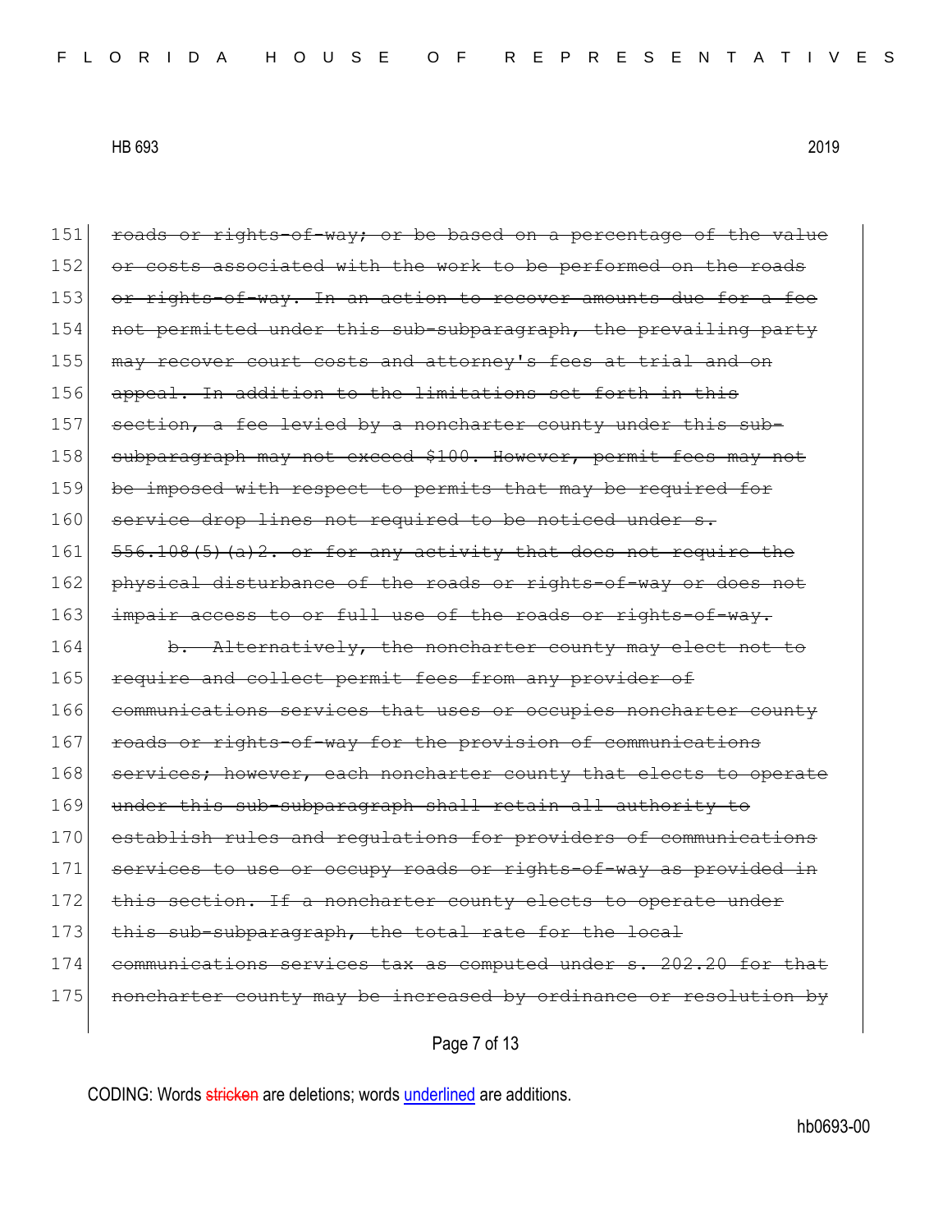151 ~~roads or rights-of-way; or be based on a percentage of the value~~
152 ~~or costs associated with the work to be performed on the roads~~
153 ~~or rights-of-way. In an action to recover amounts due for a fee~~
154 ~~not permitted under this sub-subparagraph, the prevailing party~~
155 ~~may recover court costs and attorney's fees at trial and on~~
156 ~~appeal. In addition to the limitations set forth in this~~
157 ~~section, a fee levied by a noncharter county under this sub-~~
158 ~~subparagraph may not exceed $100. However, permit fees may not~~
159 ~~be imposed with respect to permits that may be required for~~
160 ~~service drop lines not required to be noticed under s.~~
161 ~~556.108(5)(a)2. or for any activity that does not require the~~
162 ~~physical disturbance of the roads or rights-of-way or does not~~
163 ~~impair access to or full use of the roads or rights-of-way.~~
164 ~~b. Alternatively, the noncharter county may elect not to~~
165 ~~require and collect permit fees from any provider of~~
166 ~~communications services that uses or occupies noncharter county~~
167 ~~roads or rights-of-way for the provision of communications~~
168 ~~services; however, each noncharter county that elects to operate~~
169 ~~under this sub-subparagraph shall retain all authority to~~
170 ~~establish rules and regulations for providers of communications~~
171 ~~services to use or occupy roads or rights-of-way as provided in~~
172 ~~this section. If a noncharter county elects to operate under~~
173 ~~this sub-subparagraph, the total rate for the local~~
174 ~~communications services tax as computed under s. 202.20 for that~~
175 ~~noncharter county may be increased by ordinance or resolution by~~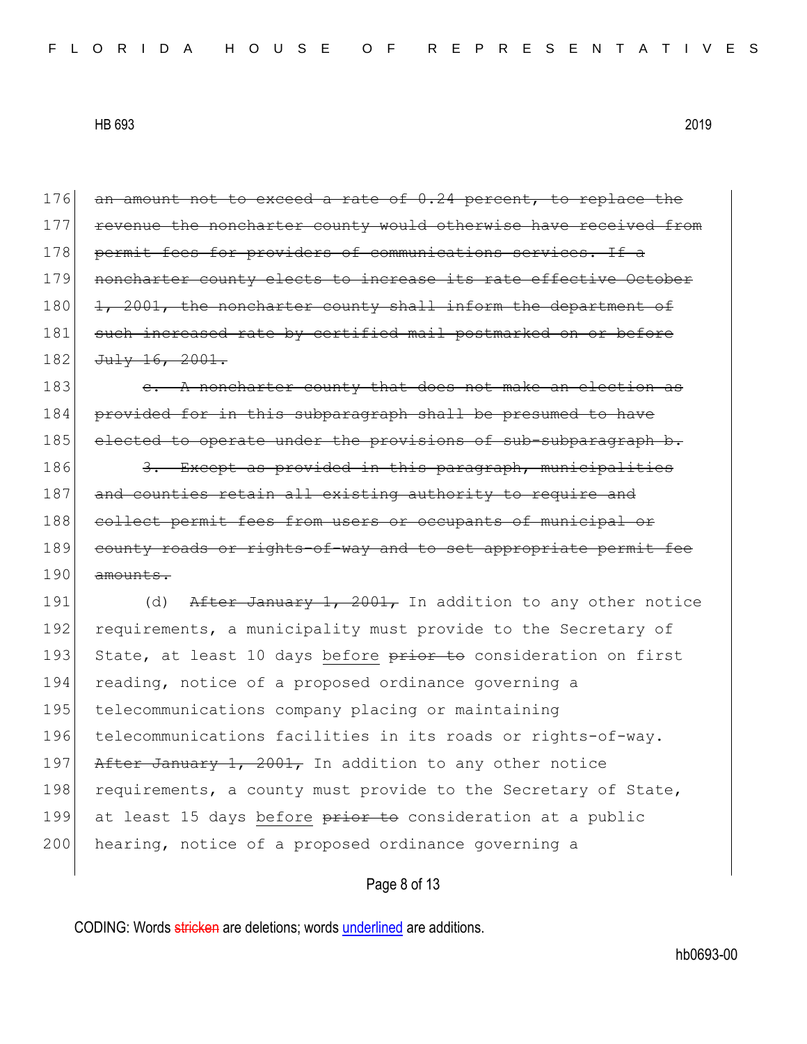~~an amount not to exceed a rate of 0.24 percent, to replace the revenue the noncharter county would otherwise have received from permit fees for providers of communications services. If a noncharter county elects to increase its rate effective October 1, 2001, the noncharter county shall inform the department of such increased rate by certified mail postmarked on or before July 16, 2001.~~

~~c. A noncharter county that does not make an election as provided for in this subparagraph shall be presumed to have elected to operate under the provisions of sub-subparagraph b.~~

~~3. Except as provided in this paragraph, municipalities and counties retain all existing authority to require and collect permit fees from users or occupants of municipal or county roads or rights-of-way and to set appropriate permit fee amounts.~~

(d) ~~After January 1, 2001,~~ In addition to any other notice requirements, a municipality must provide to the Secretary of State, at least 10 days <u>before</u> ~~prior to~~ consideration on first reading, notice of a proposed ordinance governing a telecommunications company placing or maintaining telecommunications facilities in its roads or rights-of-way. ~~After January 1, 2001,~~ In addition to any other notice requirements, a county must provide to the Secretary of State, at least 15 days <u>before</u> ~~prior to~~ consideration at a public hearing, notice of a proposed ordinance governing a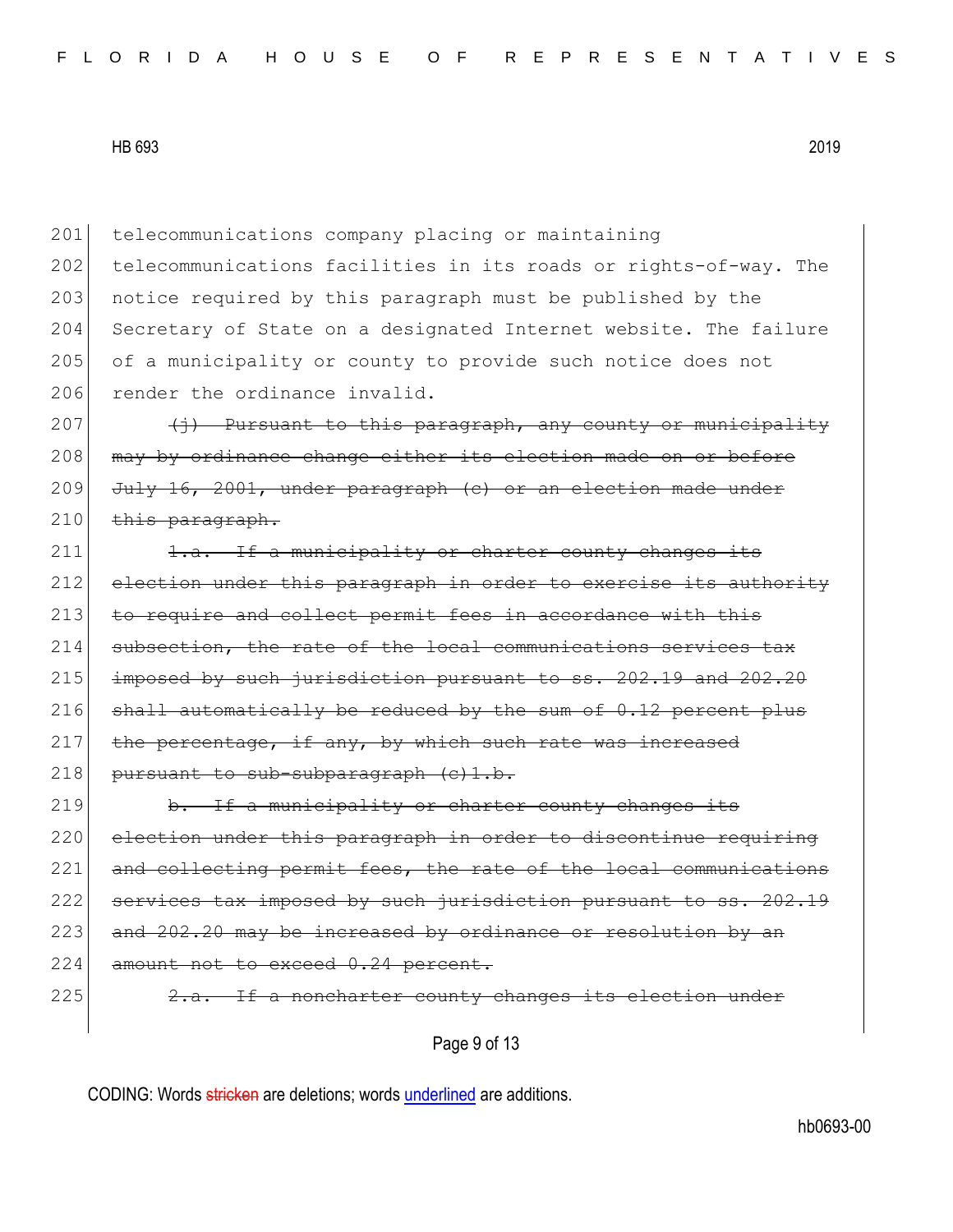201 telecommunications company placing or maintaining
202 telecommunications facilities in its roads or rights-of-way. The
203 notice required by this paragraph must be published by the
204 Secretary of State on a designated Internet website. The failure
205 of a municipality or county to provide such notice does not
206 render the ordinance invalid.

207 ~~(j) Pursuant to this paragraph, any county or municipality~~
208 ~~may by ordinance change either its election made on or before~~
209 ~~July 16, 2001, under paragraph (c) or an election made under~~
210 ~~this paragraph.~~

211 ~~1.a. If a municipality or charter county changes its~~
212 ~~election under this paragraph in order to exercise its authority~~
213 ~~to require and collect permit fees in accordance with this~~
214 ~~subsection, the rate of the local communications services tax~~
215 ~~imposed by such jurisdiction pursuant to ss. 202.19 and 202.20~~
216 ~~shall automatically be reduced by the sum of 0.12 percent plus~~
217 ~~the percentage, if any, by which such rate was increased~~
218 ~~pursuant to sub-subparagraph (c)1.b.~~

219 ~~b. If a municipality or charter county changes its~~
220 ~~election under this paragraph in order to discontinue requiring~~
221 ~~and collecting permit fees, the rate of the local communications~~
222 ~~services tax imposed by such jurisdiction pursuant to ss. 202.19~~
223 ~~and 202.20 may be increased by ordinance or resolution by an~~
224 ~~amount not to exceed 0.24 percent.~~

225 ~~2.a. If a noncharter county changes its election under~~

CODING: Words ~~stricken~~ are deletions; words underlined are additions.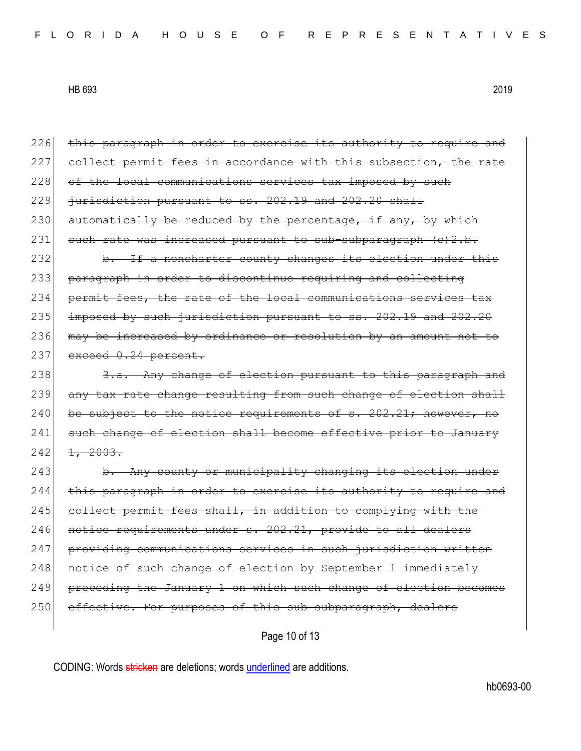226 ~~this paragraph in order to exercise its authority to require and~~
227 ~~collect permit fees in accordance with this subsection, the rate~~
228 ~~of the local communications services tax imposed by such~~
229 ~~jurisdiction pursuant to ss. 202.19 and 202.20 shall~~
230 ~~automatically be reduced by the percentage, if any, by which~~
231 ~~such rate was increased pursuant to sub-subparagraph (c)2.b.~~
232 ~~b. If a noncharter county changes its election under this~~
233 ~~paragraph in order to discontinue requiring and collecting~~
234 ~~permit fees, the rate of the local communications services tax~~
235 ~~imposed by such jurisdiction pursuant to ss. 202.19 and 202.20~~
236 ~~may be increased by ordinance or resolution by an amount not to~~
237 ~~exceed 0.24 percent.~~
238 ~~3.a. Any change of election pursuant to this paragraph and~~
239 ~~any tax rate change resulting from such change of election shall~~
240 ~~be subject to the notice requirements of s. 202.21; however, no~~
241 ~~such change of election shall become effective prior to January~~
242 ~~1, 2003.~~
243 ~~b. Any county or municipality changing its election under~~
244 ~~this paragraph in order to exercise its authority to require and~~
245 ~~collect permit fees shall, in addition to complying with the~~
246 ~~notice requirements under s. 202.21, provide to all dealers~~
247 ~~providing communications services in such jurisdiction written~~
248 ~~notice of such change of election by September 1 immediately~~
249 ~~preceding the January 1 on which such change of election becomes~~
250 ~~effective. For purposes of this sub-subparagraph, dealers~~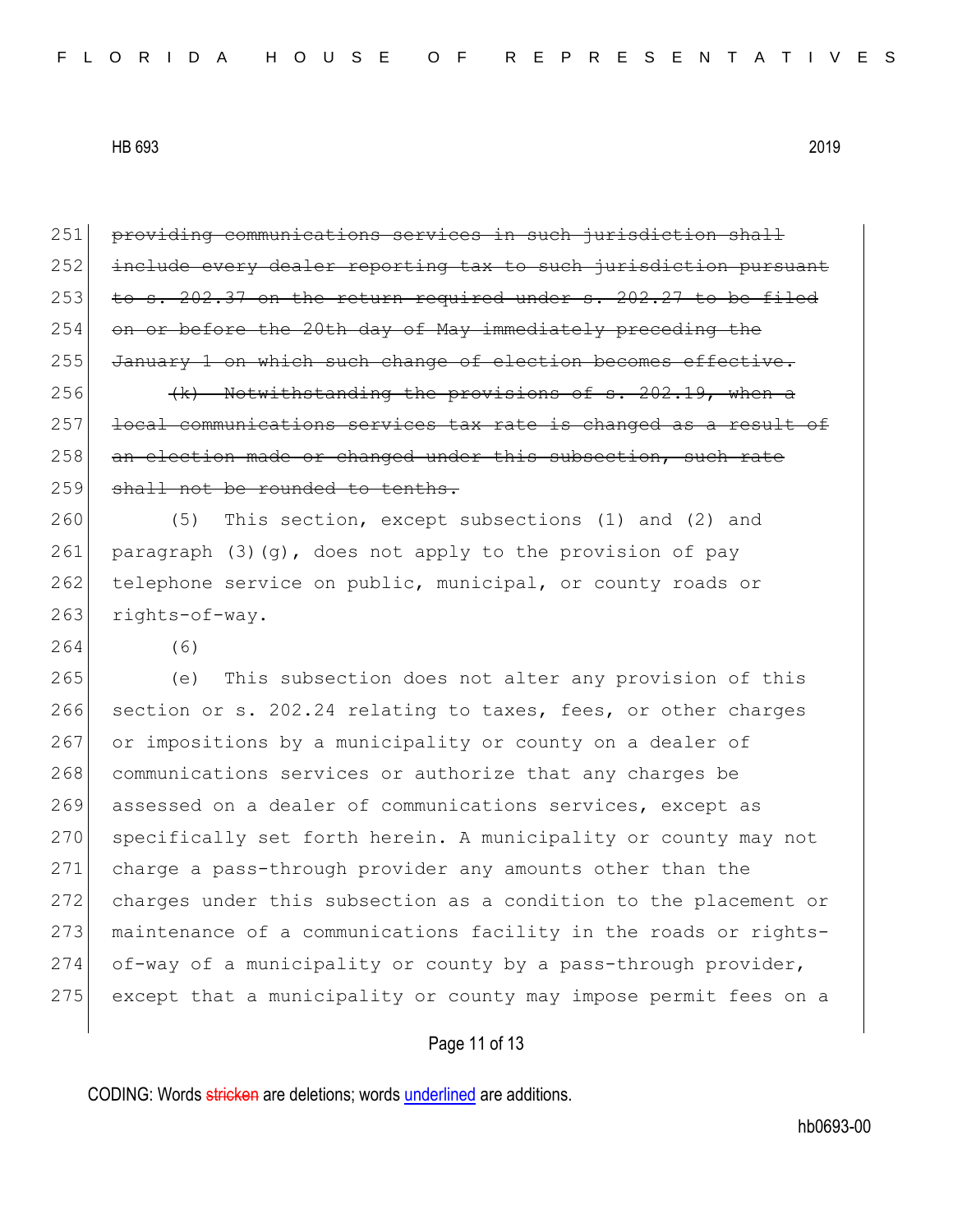~~providing communications services in such jurisdiction shall include every dealer reporting tax to such jurisdiction pursuant to s. 202.37 on the return required under s. 202.27 to be filed on or before the 20th day of May immediately preceding the January 1 on which such change of election becomes effective.~~

~~(k) Notwithstanding the provisions of s. 202.19, when a local communications services tax rate is changed as a result of an election made or changed under this subsection, such rate shall not be rounded to tenths.~~

(5) This section, except subsections (1) and (2) and paragraph (3)(g), does not apply to the provision of pay telephone service on public, municipal, or county roads or rights-of-way.

(6)

(e) This subsection does not alter any provision of this section or s. 202.24 relating to taxes, fees, or other charges or impositions by a municipality or county on a dealer of communications services or authorize that any charges be assessed on a dealer of communications services, except as specifically set forth herein. A municipality or county may not charge a pass-through provider any amounts other than the charges under this subsection as a condition to the placement or maintenance of a communications facility in the roads or rights-of-way of a municipality or county by a pass-through provider, except that a municipality or county may impose permit fees on a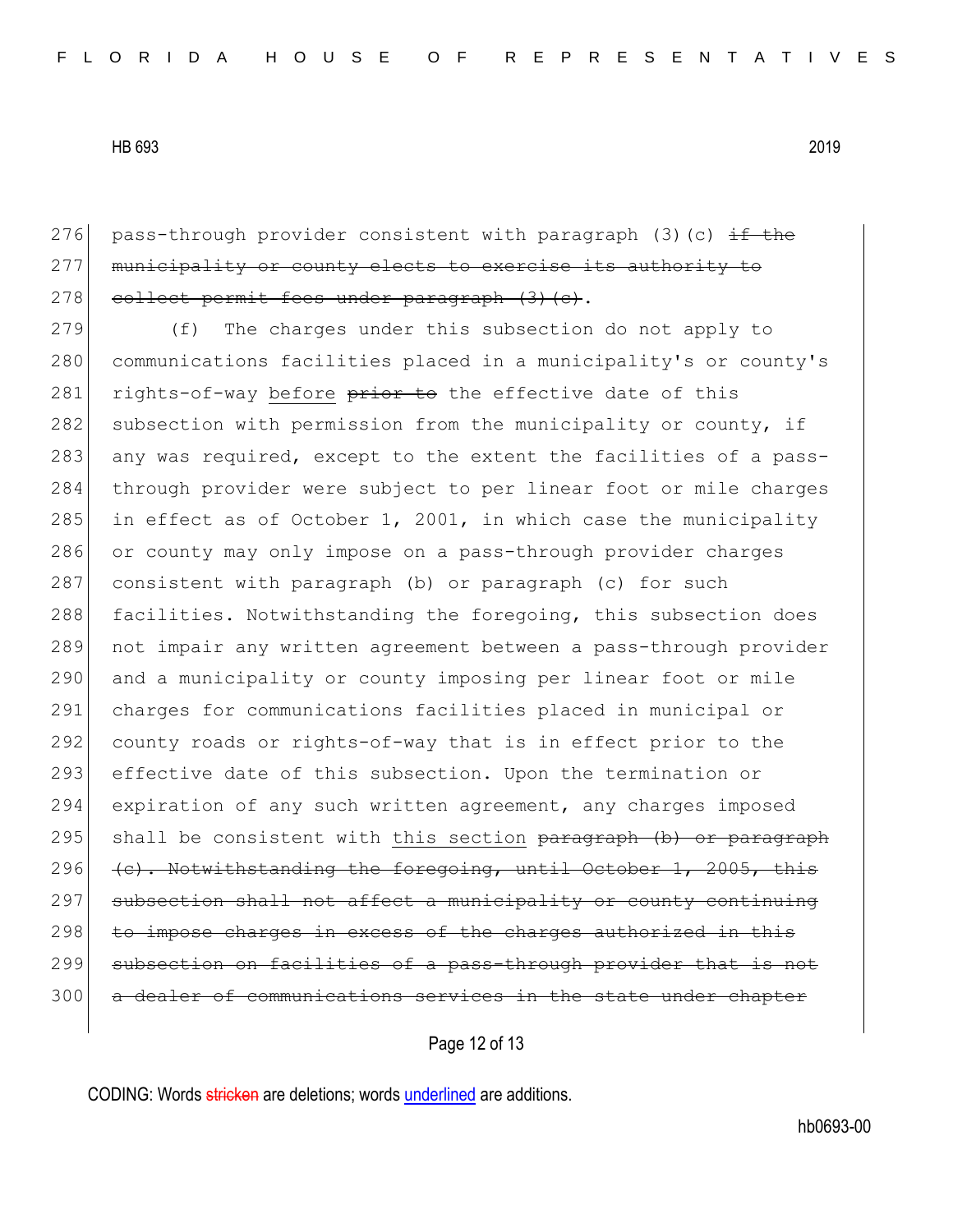276 pass-through provider consistent with paragraph (3)(c) ~~if the~~
277 ~~municipality or county elects to exercise its authority to~~
278 ~~collect permit fees under paragraph (3)(c)~~.

279 (f) The charges under this subsection do not apply to
280 communications facilities placed in a municipality's or county's
281 rights-of-way <u>before</u> ~~prior to~~ the effective date of this
282 subsection with permission from the municipality or county, if
283 any was required, except to the extent the facilities of a pass-
284 through provider were subject to per linear foot or mile charges
285 in effect as of October 1, 2001, in which case the municipality
286 or county may only impose on a pass-through provider charges
287 consistent with paragraph (b) or paragraph (c) for such
288 facilities. Notwithstanding the foregoing, this subsection does
289 not impair any written agreement between a pass-through provider
290 and a municipality or county imposing per linear foot or mile
291 charges for communications facilities placed in municipal or
292 county roads or rights-of-way that is in effect prior to the
293 effective date of this subsection. Upon the termination or
294 expiration of any such written agreement, any charges imposed
295 shall be consistent with <u>this section</u> ~~paragraph (b) or paragraph~~
296 ~~(c). Notwithstanding the foregoing, until October 1, 2005, this~~
297 ~~subsection shall not affect a municipality or county continuing~~
298 ~~to impose charges in excess of the charges authorized in this~~
299 ~~subsection on facilities of a pass-through provider that is not~~
300 ~~a dealer of communications services in the state under chapter~~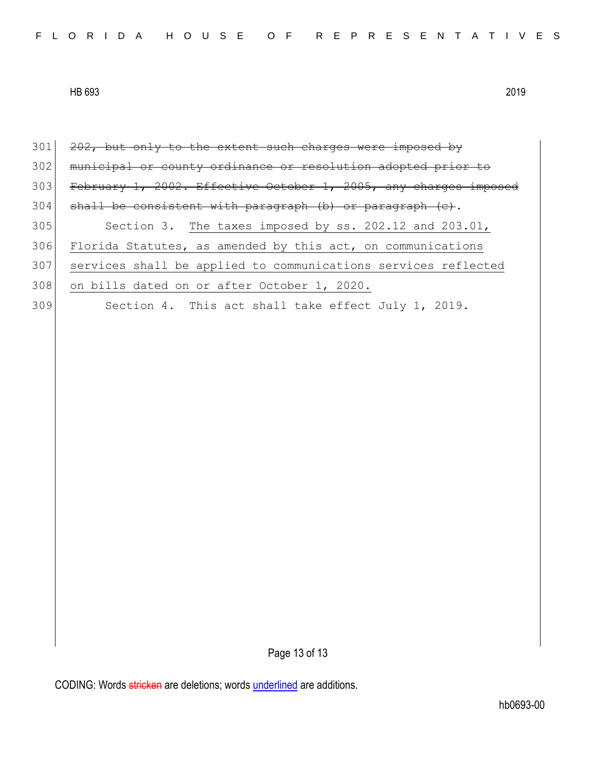301 ~~202, but only to the extent such charges were imposed by~~
302 ~~municipal or county ordinance or resolution adopted prior to~~
303 ~~February 1, 2002. Effective October 1, 2005, any charges imposed~~
304 ~~shall be consistent with paragraph (b) or paragraph (c)~~.
305 Section 3. <u>The taxes imposed by ss. 202.12 and 203.01,</u>
306 <u>Florida Statutes, as amended by this act, on communications</u>
307 <u>services shall be applied to communications services reflected</u>
308 <u>on bills dated on or after October 1, 2020.</u>
309 Section 4. This act shall take effect July 1, 2019.

CODING: Words ~~stricken~~ are deletions; words <u>underlined</u> are additions.

hb0693-00